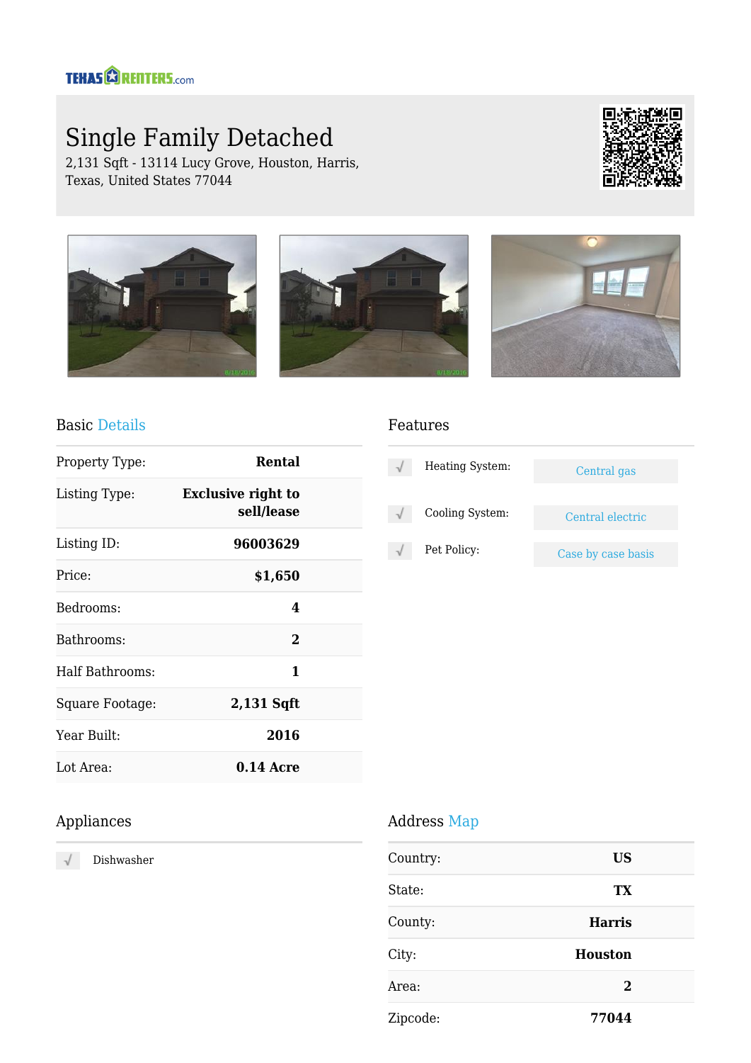TEXASRENTERS.com

# Single Family Detached

2,131 Sqft - 13114 Lucy Grove, Houston, Harris, Texas, United States 77044

## Basic Details

| | |
|---|---|
| Property Type: | **Rental** |
| Listing Type: | **Exclusive right to sell/lease** |
| Listing ID: | **96003629** |
| Price: | **$1,650** |
| Bedrooms: | **4** |
| Bathrooms: | **2** |
| Half Bathrooms: | **1** |
| Square Footage: | **2,131 Sqft** |
| Year Built: | **2016** |
| Lot Area: | **0.14 Acre** |

## Features

| | |
|---|---|
| Heating System: | Central gas |
| Cooling System: | Central electric |
| Pet Policy: | Case by case basis |

## Appliances

- Dishwasher

## Address Map

| | |
|---|---|
| Country: | **US** |
| State: | **TX** |
| County: | **Harris** |
| City: | **Houston** |
| Area: | **2** |
| Zipcode: | **77044** |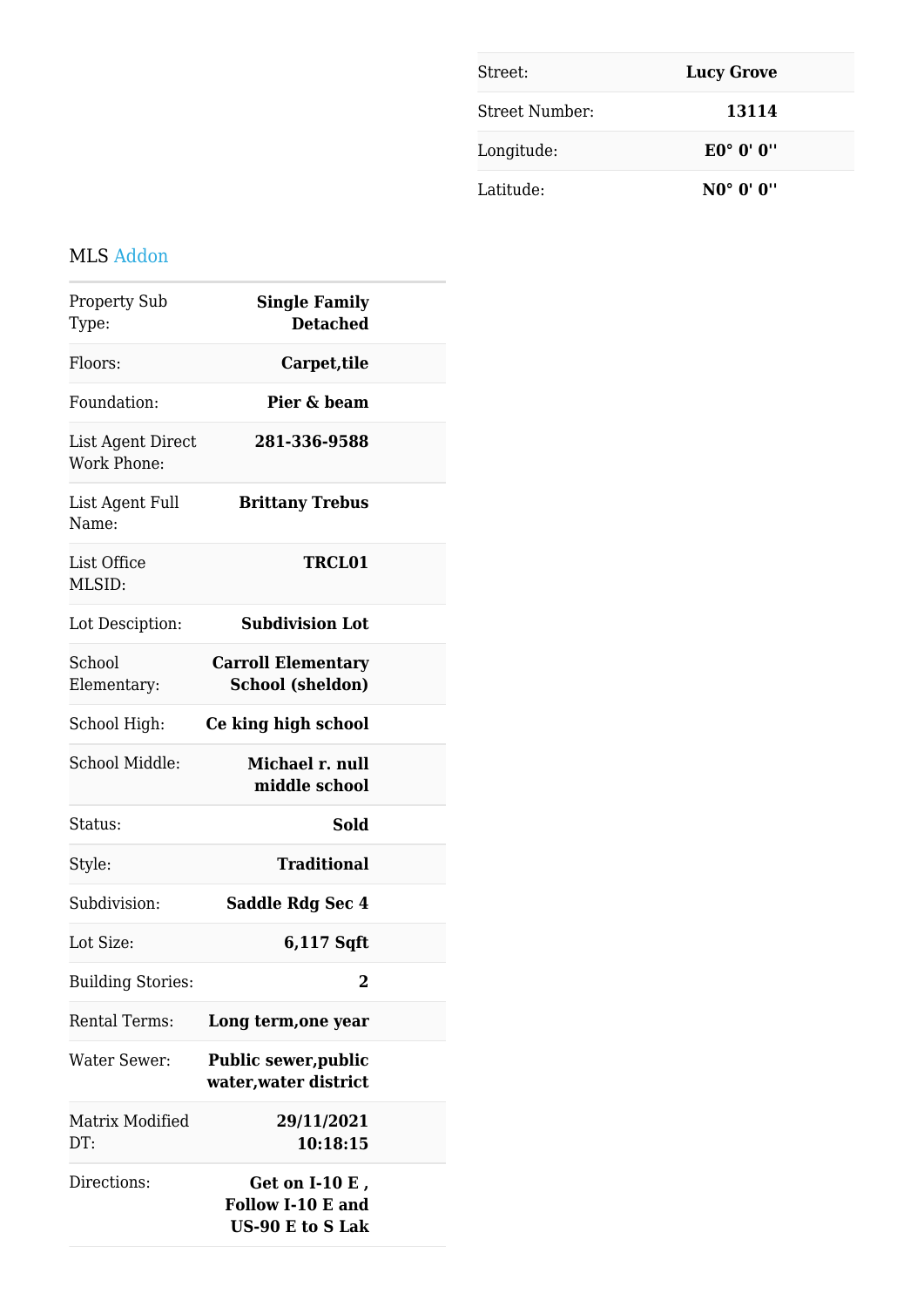| | |
|---|---|
| Street: | **Lucy Grove** |
| Street Number: | **13114** |
| Longitude: | **E0° 0' 0''** |
| Latitude: | **N0° 0' 0''** |

## MLS Addon

| | |
|---|---|
| Property Sub Type: | **Single Family Detached** |
| Floors: | **Carpet,tile** |
| Foundation: | **Pier & beam** |
| List Agent Direct Work Phone: | **281-336-9588** |
| List Agent Full Name: | **Brittany Trebus** |
| List Office MLSID: | **TRCL01** |
| Lot Desciption: | **Subdivision Lot** |
| School Elementary: | **Carroll Elementary School (sheldon)** |
| School High: | **Ce king high school** |
| School Middle: | **Michael r. null middle school** |
| Status: | **Sold** |
| Style: | **Traditional** |
| Subdivision: | **Saddle Rdg Sec 4** |
| Lot Size: | **6,117 Sqft** |
| Building Stories: | **2** |
| Rental Terms: | **Long term,one year** |
| Water Sewer: | **Public sewer,public water,water district** |
| Matrix Modified DT: | **29/11/2021 10:18:15** |
| Directions: | **Get on I-10 E , Follow I-10 E and US-90 E to S Lak** |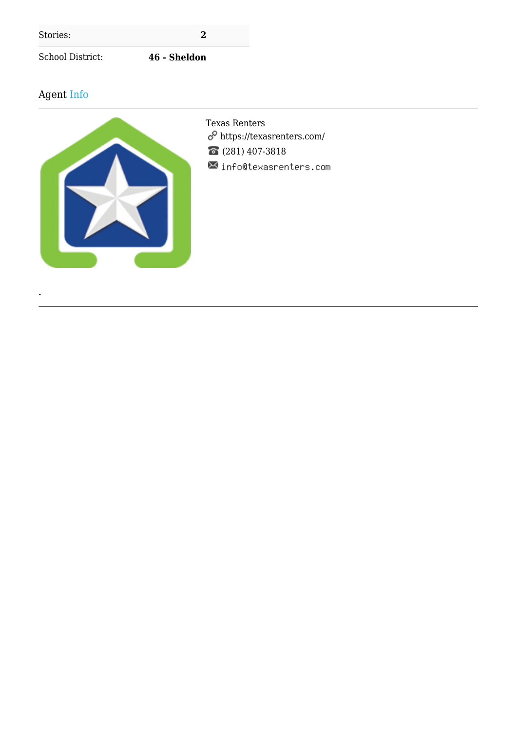| | |
|---|---|
| Stories: | **2** |
| School District: | **46 - Sheldon** |

## Agent Info

Texas Renters
https://texasrenters.com/
(281) 407-3818
info@texasrenters.com

-